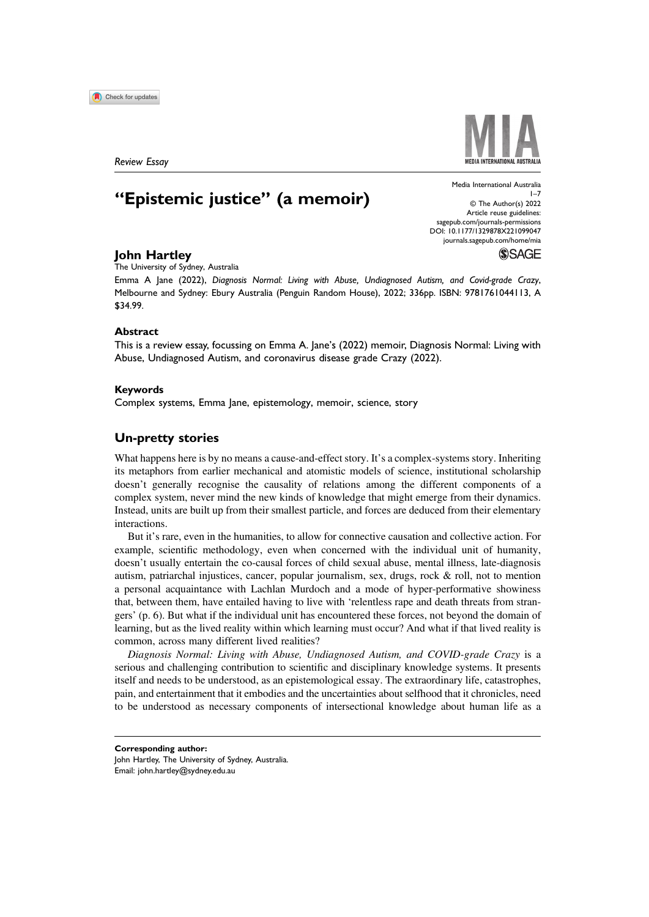*Review Essay*

# "Epistemic justice" (a memoir)

Media International Australia
© The Author(s) 2022
Article reuse guidelines:
sagepub.com/journals-permissions
DOI: 10.1177/1329878X221099047
journals.sagepub.com/home/mia

**John Hartley**
The University of Sydney, Australia

Emma A Jane (2022), *Diagnosis Normal: Living with Abuse, Undiagnosed Autism, and Covid-grade Crazy*, Melbourne and Sydney: Ebury Australia (Penguin Random House), 2022; 336pp. ISBN: 9781761044113, A $34.99.

### Abstract

This is a review essay, focussing on Emma A. Jane's (2022) memoir, Diagnosis Normal: Living with Abuse, Undiagnosed Autism, and coronavirus disease grade Crazy (2022).

### Keywords

Complex systems, Emma Jane, epistemology, memoir, science, story

## Un-pretty stories

What happens here is by no means a cause-and-effect story. It's a complex-systems story. Inheriting its metaphors from earlier mechanical and atomistic models of science, institutional scholarship doesn't generally recognise the causality of relations among the different components of a complex system, never mind the new kinds of knowledge that might emerge from their dynamics. Instead, units are built up from their smallest particle, and forces are deduced from their elementary interactions.

But it's rare, even in the humanities, to allow for connective causation and collective action. For example, scientific methodology, even when concerned with the individual unit of humanity, doesn't usually entertain the co-causal forces of child sexual abuse, mental illness, late-diagnosis autism, patriarchal injustices, cancer, popular journalism, sex, drugs, rock & roll, not to mention a personal acquaintance with Lachlan Murdoch and a mode of hyper-performative showiness that, between them, have entailed having to live with 'relentless rape and death threats from strangers' (p. 6). But what if the individual unit has encountered these forces, not beyond the domain of learning, but as the lived reality within which learning must occur? And what if that lived reality is common, across many different lived realities?

*Diagnosis Normal: Living with Abuse, Undiagnosed Autism, and COVID-grade Crazy* is a serious and challenging contribution to scientific and disciplinary knowledge systems. It presents itself and needs to be understood, as an epistemological essay. The extraordinary life, catastrophes, pain, and entertainment that it embodies and the uncertainties about selfhood that it chronicles, need to be understood as necessary components of intersectional knowledge about human life as a

**Corresponding author:**
John Hartley, The University of Sydney, Australia.
Email: john.hartley@sydney.edu.au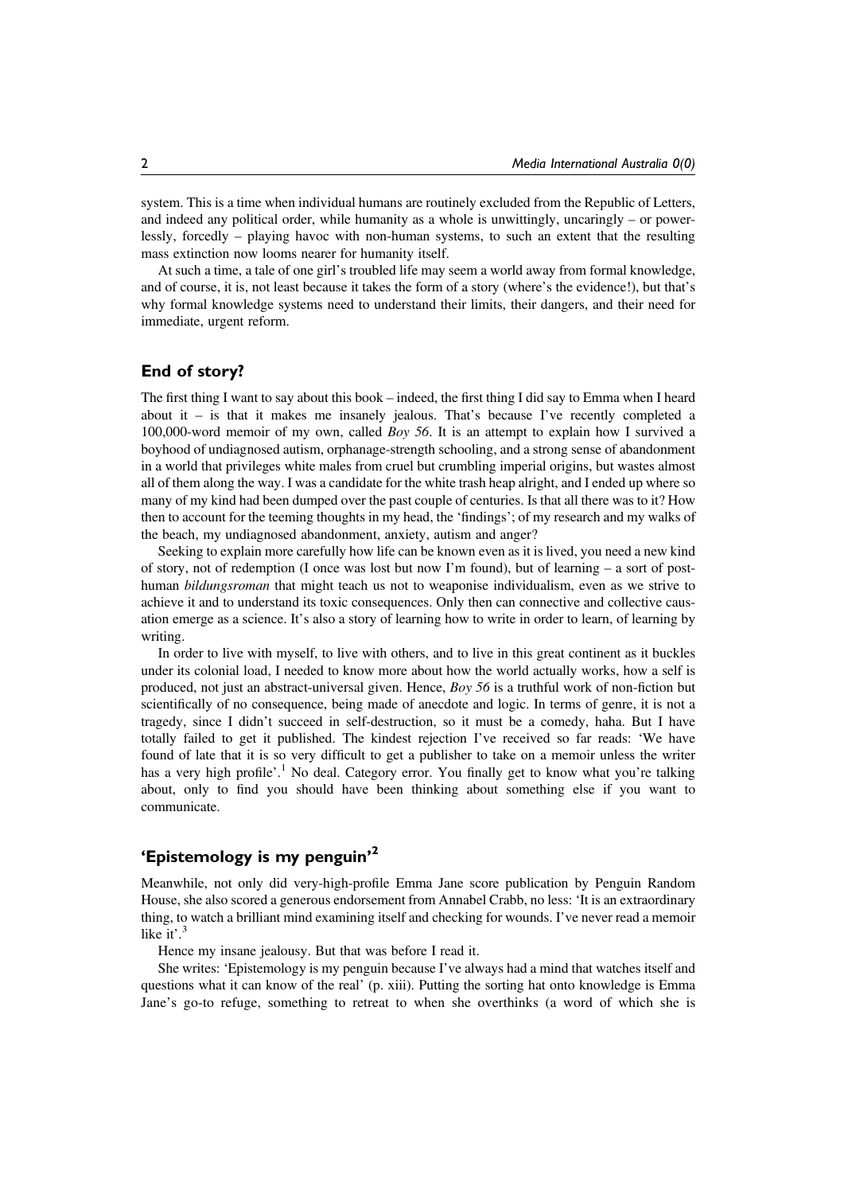system. This is a time when individual humans are routinely excluded from the Republic of Letters, and indeed any political order, while humanity as a whole is unwittingly, uncaringly – or powerlessly, forcedly – playing havoc with non-human systems, to such an extent that the resulting mass extinction now looms nearer for humanity itself.

At such a time, a tale of one girl's troubled life may seem a world away from formal knowledge, and of course, it is, not least because it takes the form of a story (where's the evidence!), but that's why formal knowledge systems need to understand their limits, their dangers, and their need for immediate, urgent reform.

## End of story?

The first thing I want to say about this book – indeed, the first thing I did say to Emma when I heard about it – is that it makes me insanely jealous. That's because I've recently completed a 100,000-word memoir of my own, called *Boy 56*. It is an attempt to explain how I survived a boyhood of undiagnosed autism, orphanage-strength schooling, and a strong sense of abandonment in a world that privileges white males from cruel but crumbling imperial origins, but wastes almost all of them along the way. I was a candidate for the white trash heap alright, and I ended up where so many of my kind had been dumped over the past couple of centuries. Is that all there was to it? How then to account for the teeming thoughts in my head, the 'findings'; of my research and my walks of the beach, my undiagnosed abandonment, anxiety, autism and anger?

Seeking to explain more carefully how life can be known even as it is lived, you need a new kind of story, not of redemption (I once was lost but now I'm found), but of learning – a sort of post-human *bildungsroman* that might teach us not to weaponise individualism, even as we strive to achieve it and to understand its toxic consequences. Only then can connective and collective causation emerge as a science. It's also a story of learning how to write in order to learn, of learning by writing.

In order to live with myself, to live with others, and to live in this great continent as it buckles under its colonial load, I needed to know more about how the world actually works, how a self is produced, not just an abstract-universal given. Hence, *Boy 56* is a truthful work of non-fiction but scientifically of no consequence, being made of anecdote and logic. In terms of genre, it is not a tragedy, since I didn't succeed in self-destruction, so it must be a comedy, haha. But I have totally failed to get it published. The kindest rejection I've received so far reads: 'We have found of late that it is so very difficult to get a publisher to take on a memoir unless the writer has a very high profile'.[1] No deal. Category error. You finally get to know what you're talking about, only to find you should have been thinking about something else if you want to communicate.

## 'Epistemology is my penguin'[2]

Meanwhile, not only did very-high-profile Emma Jane score publication by Penguin Random House, she also scored a generous endorsement from Annabel Crabb, no less: 'It is an extraordinary thing, to watch a brilliant mind examining itself and checking for wounds. I've never read a memoir like it'.[3]

Hence my insane jealousy. But that was before I read it.

She writes: 'Epistemology is my penguin because I've always had a mind that watches itself and questions what it can know of the real' (p. xiii). Putting the sorting hat onto knowledge is Emma Jane's go-to refuge, something to retreat to when she overthinks (a word of which she is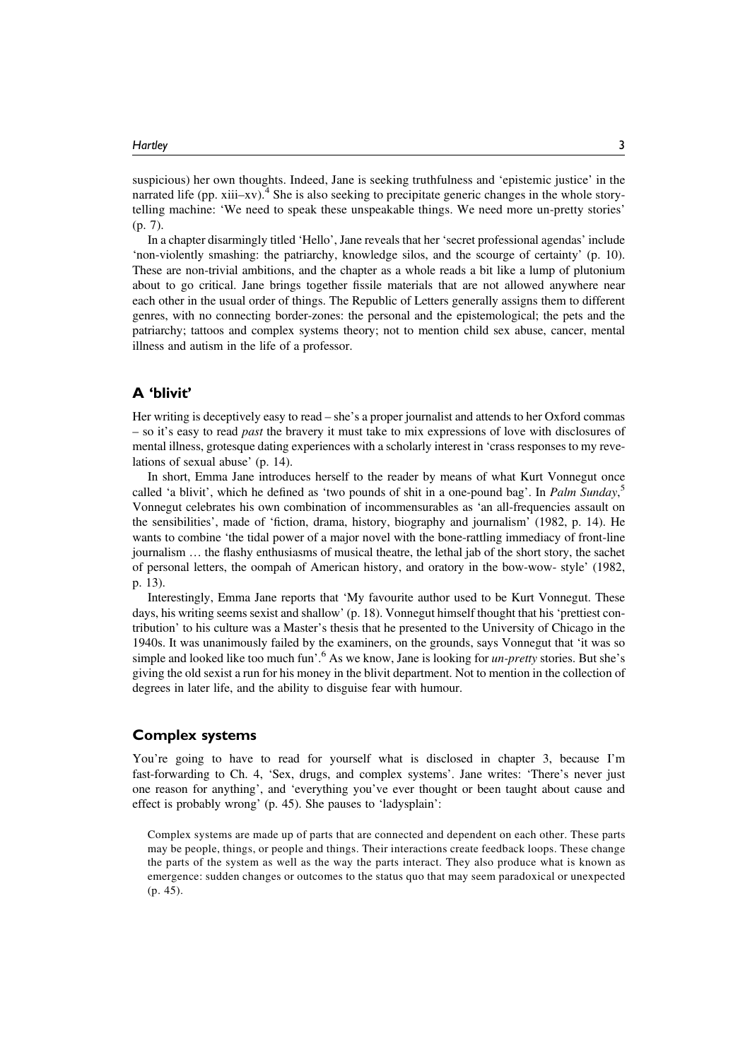suspicious) her own thoughts. Indeed, Jane is seeking truthfulness and 'epistemic justice' in the narrated life (pp. xiii–xv).[4] She is also seeking to precipitate generic changes in the whole storytelling machine: 'We need to speak these unspeakable things. We need more un-pretty stories' (p. 7).

In a chapter disarmingly titled 'Hello', Jane reveals that her 'secret professional agendas' include 'non-violently smashing: the patriarchy, knowledge silos, and the scourge of certainty' (p. 10). These are non-trivial ambitions, and the chapter as a whole reads a bit like a lump of plutonium about to go critical. Jane brings together fissile materials that are not allowed anywhere near each other in the usual order of things. The Republic of Letters generally assigns them to different genres, with no connecting border-zones: the personal and the epistemological; the pets and the patriarchy; tattoos and complex systems theory; not to mention child sex abuse, cancer, mental illness and autism in the life of a professor.

## A 'blivit'

Her writing is deceptively easy to read – she's a proper journalist and attends to her Oxford commas – so it's easy to read *past* the bravery it must take to mix expressions of love with disclosures of mental illness, grotesque dating experiences with a scholarly interest in 'crass responses to my revelations of sexual abuse' (p. 14).

In short, Emma Jane introduces herself to the reader by means of what Kurt Vonnegut once called 'a blivit', which he defined as 'two pounds of shit in a one-pound bag'. In *Palm Sunday*,[5] Vonnegut celebrates his own combination of incommensurables as 'an all-frequencies assault on the sensibilities', made of 'fiction, drama, history, biography and journalism' (1982, p. 14). He wants to combine 'the tidal power of a major novel with the bone-rattling immediacy of front-line journalism … the flashy enthusiasms of musical theatre, the lethal jab of the short story, the sachet of personal letters, the oompah of American history, and oratory in the bow-wow- style' (1982, p. 13).

Interestingly, Emma Jane reports that 'My favourite author used to be Kurt Vonnegut. These days, his writing seems sexist and shallow' (p. 18). Vonnegut himself thought that his 'prettiest contribution' to his culture was a Master's thesis that he presented to the University of Chicago in the 1940s. It was unanimously failed by the examiners, on the grounds, says Vonnegut that 'it was so simple and looked like too much fun'.[6] As we know, Jane is looking for *un-pretty* stories. But she's giving the old sexist a run for his money in the blivit department. Not to mention in the collection of degrees in later life, and the ability to disguise fear with humour.

## Complex systems

You're going to have to read for yourself what is disclosed in chapter 3, because I'm fast-forwarding to Ch. 4, 'Sex, drugs, and complex systems'. Jane writes: 'There's never just one reason for anything', and 'everything you've ever thought or been taught about cause and effect is probably wrong' (p. 45). She pauses to 'ladysplain':

> Complex systems are made up of parts that are connected and dependent on each other. These parts may be people, things, or people and things. Their interactions create feedback loops. These change the parts of the system as well as the way the parts interact. They also produce what is known as emergence: sudden changes or outcomes to the status quo that may seem paradoxical or unexpected (p. 45).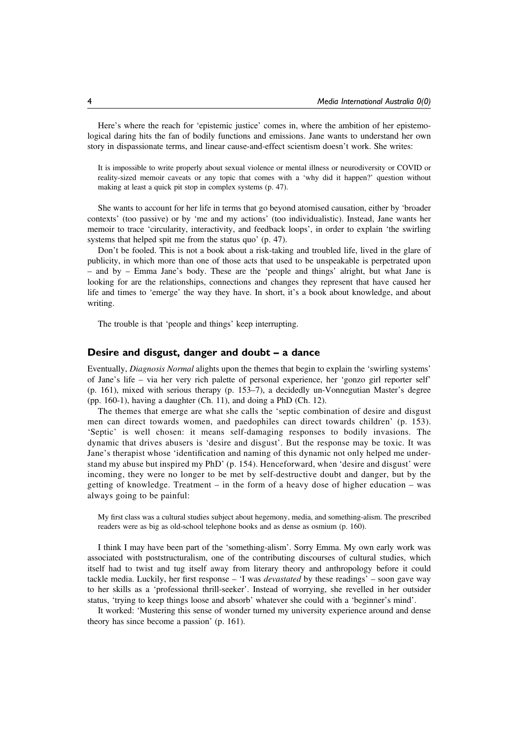Here's where the reach for 'epistemic justice' comes in, where the ambition of her epistemological daring hits the fan of bodily functions and emissions. Jane wants to understand her own story in dispassionate terms, and linear cause-and-effect scientism doesn't work. She writes:

> It is impossible to write properly about sexual violence or mental illness or neurodiversity or COVID or reality-sized memoir caveats or any topic that comes with a 'why did it happen?' question without making at least a quick pit stop in complex systems (p. 47).

She wants to account for her life in terms that go beyond atomised causation, either by 'broader contexts' (too passive) or by 'me and my actions' (too individualistic). Instead, Jane wants her memoir to trace 'circularity, interactivity, and feedback loops', in order to explain 'the swirling systems that helped spit me from the status quo' (p. 47).

Don't be fooled. This is not a book about a risk-taking and troubled life, lived in the glare of publicity, in which more than one of those acts that used to be unspeakable is perpetrated upon – and by – Emma Jane's body. These are the 'people and things' alright, but what Jane is looking for are the relationships, connections and changes they represent that have caused her life and times to 'emerge' the way they have. In short, it's a book about knowledge, and about writing.

The trouble is that 'people and things' keep interrupting.

## Desire and disgust, danger and doubt – a dance

Eventually, *Diagnosis Normal* alights upon the themes that begin to explain the 'swirling systems' of Jane's life – via her very rich palette of personal experience, her 'gonzo girl reporter self' (p. 161), mixed with serious therapy (p. 153–7), a decidedly un-Vonnegutian Master's degree (pp. 160-1), having a daughter (Ch. 11), and doing a PhD (Ch. 12).

The themes that emerge are what she calls the 'septic combination of desire and disgust men can direct towards women, and paedophiles can direct towards children' (p. 153). 'Septic' is well chosen: it means self-damaging responses to bodily invasions. The dynamic that drives abusers is 'desire and disgust'. But the response may be toxic. It was Jane's therapist whose 'identification and naming of this dynamic not only helped me understand my abuse but inspired my PhD' (p. 154). Henceforward, when 'desire and disgust' were incoming, they were no longer to be met by self-destructive doubt and danger, but by the getting of knowledge. Treatment – in the form of a heavy dose of higher education – was always going to be painful:

> My first class was a cultural studies subject about hegemony, media, and something-alism. The prescribed readers were as big as old-school telephone books and as dense as osmium (p. 160).

I think I may have been part of the 'something-alism'. Sorry Emma. My own early work was associated with poststructuralism, one of the contributing discourses of cultural studies, which itself had to twist and tug itself away from literary theory and anthropology before it could tackle media. Luckily, her first response – 'I was *devastated* by these readings' – soon gave way to her skills as a 'professional thrill-seeker'. Instead of worrying, she revelled in her outsider status, 'trying to keep things loose and absorb' whatever she could with a 'beginner's mind'.

It worked: 'Mustering this sense of wonder turned my university experience around and dense theory has since become a passion' (p. 161).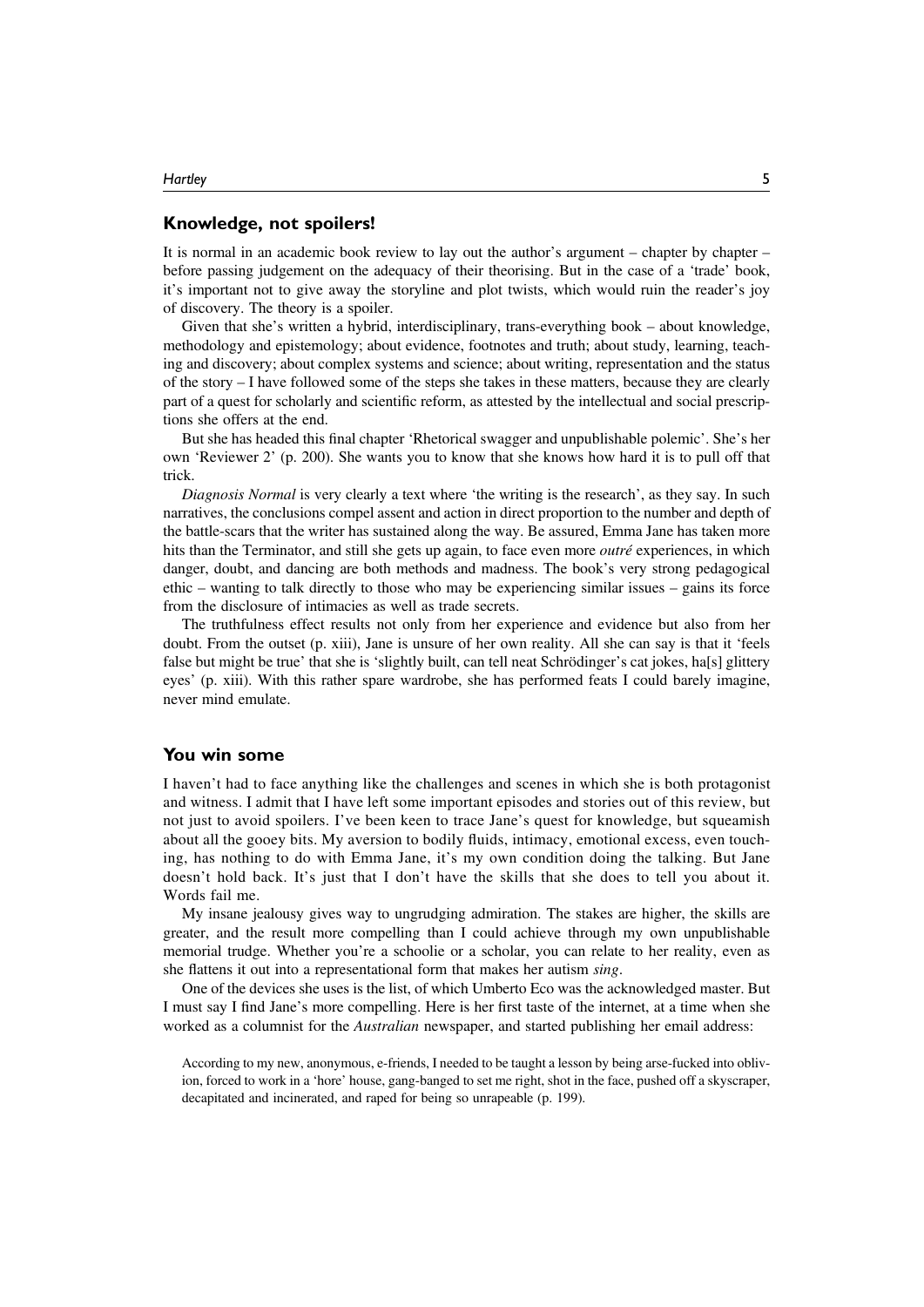## Knowledge, not spoilers!

It is normal in an academic book review to lay out the author's argument – chapter by chapter – before passing judgement on the adequacy of their theorising. But in the case of a 'trade' book, it's important not to give away the storyline and plot twists, which would ruin the reader's joy of discovery. The theory is a spoiler.

Given that she's written a hybrid, interdisciplinary, trans-everything book – about knowledge, methodology and epistemology; about evidence, footnotes and truth; about study, learning, teaching and discovery; about complex systems and science; about writing, representation and the status of the story – I have followed some of the steps she takes in these matters, because they are clearly part of a quest for scholarly and scientific reform, as attested by the intellectual and social prescriptions she offers at the end.

But she has headed this final chapter 'Rhetorical swagger and unpublishable polemic'. She's her own 'Reviewer 2' (p. 200). She wants you to know that she knows how hard it is to pull off that trick.

*Diagnosis Normal* is very clearly a text where 'the writing is the research', as they say. In such narratives, the conclusions compel assent and action in direct proportion to the number and depth of the battle-scars that the writer has sustained along the way. Be assured, Emma Jane has taken more hits than the Terminator, and still she gets up again, to face even more *outré* experiences, in which danger, doubt, and dancing are both methods and madness. The book's very strong pedagogical ethic – wanting to talk directly to those who may be experiencing similar issues – gains its force from the disclosure of intimacies as well as trade secrets.

The truthfulness effect results not only from her experience and evidence but also from her doubt. From the outset (p. xiii), Jane is unsure of her own reality. All she can say is that it 'feels false but might be true' that she is 'slightly built, can tell neat Schrödinger's cat jokes, ha[s] glittery eyes' (p. xiii). With this rather spare wardrobe, she has performed feats I could barely imagine, never mind emulate.

## You win some

I haven't had to face anything like the challenges and scenes in which she is both protagonist and witness. I admit that I have left some important episodes and stories out of this review, but not just to avoid spoilers. I've been keen to trace Jane's quest for knowledge, but squeamish about all the gooey bits. My aversion to bodily fluids, intimacy, emotional excess, even touching, has nothing to do with Emma Jane, it's my own condition doing the talking. But Jane doesn't hold back. It's just that I don't have the skills that she does to tell you about it. Words fail me.

My insane jealousy gives way to ungrudging admiration. The stakes are higher, the skills are greater, and the result more compelling than I could achieve through my own unpublishable memorial trudge. Whether you're a schoolie or a scholar, you can relate to her reality, even as she flattens it out into a representational form that makes her autism *sing*.

One of the devices she uses is the list, of which Umberto Eco was the acknowledged master. But I must say I find Jane's more compelling. Here is her first taste of the internet, at a time when she worked as a columnist for the *Australian* newspaper, and started publishing her email address:

> According to my new, anonymous, e-friends, I needed to be taught a lesson by being arse-fucked into oblivion, forced to work in a 'hore' house, gang-banged to set me right, shot in the face, pushed off a skyscraper, decapitated and incinerated, and raped for being so unrapeable (p. 199).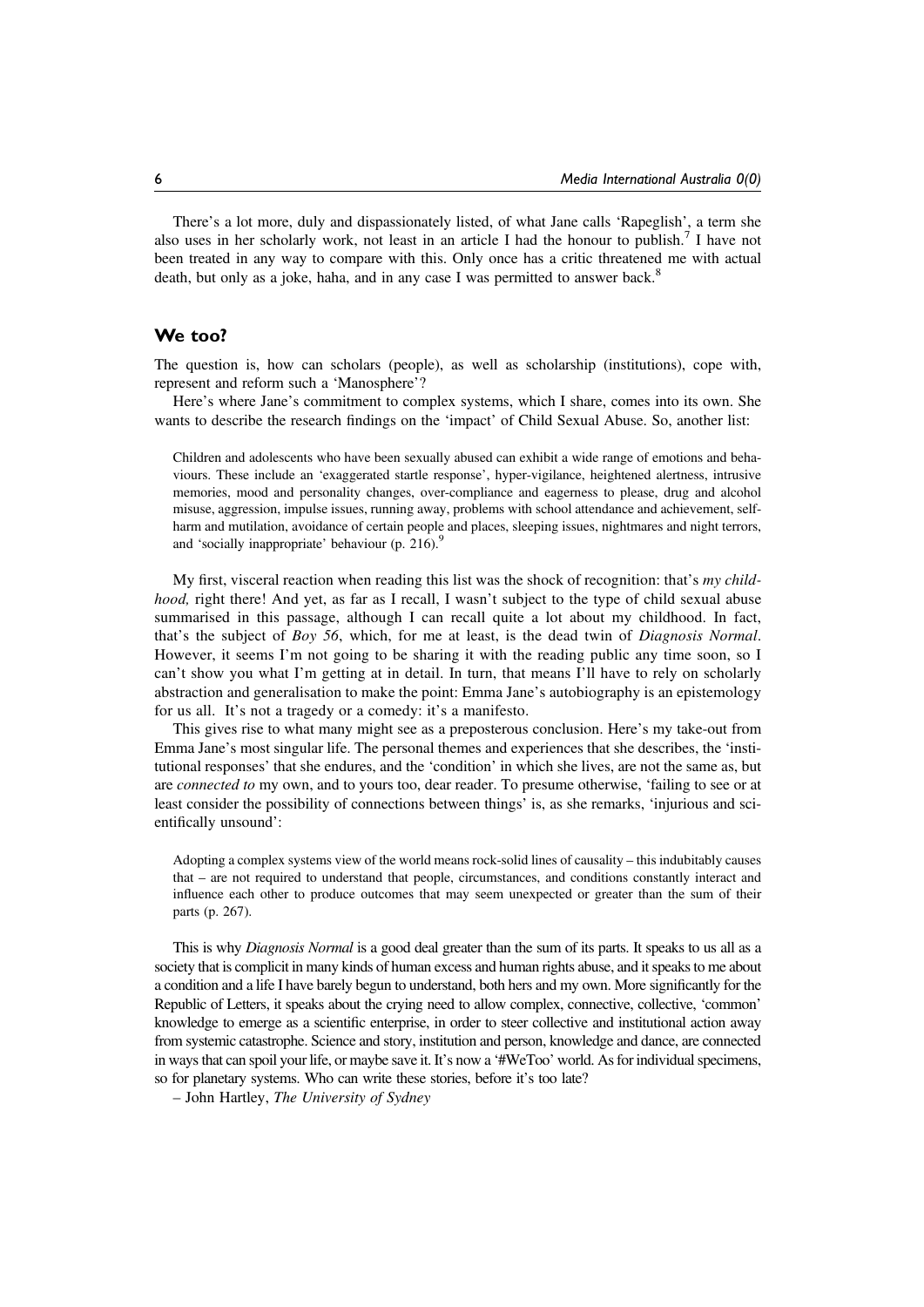There's a lot more, duly and dispassionately listed, of what Jane calls 'Rapeglish', a term she also uses in her scholarly work, not least in an article I had the honour to publish.[7] I have not been treated in any way to compare with this. Only once has a critic threatened me with actual death, but only as a joke, haha, and in any case I was permitted to answer back.[8]

## We too?

The question is, how can scholars (people), as well as scholarship (institutions), cope with, represent and reform such a 'Manosphere'?

Here's where Jane's commitment to complex systems, which I share, comes into its own. She wants to describe the research findings on the 'impact' of Child Sexual Abuse. So, another list:

> Children and adolescents who have been sexually abused can exhibit a wide range of emotions and behaviours. These include an 'exaggerated startle response', hyper-vigilance, heightened alertness, intrusive memories, mood and personality changes, over-compliance and eagerness to please, drug and alcohol misuse, aggression, impulse issues, running away, problems with school attendance and achievement, self-harm and mutilation, avoidance of certain people and places, sleeping issues, nightmares and night terrors, and 'socially inappropriate' behaviour (p. 216).[9]

My first, visceral reaction when reading this list was the shock of recognition: that's *my childhood,* right there! And yet, as far as I recall, I wasn't subject to the type of child sexual abuse summarised in this passage, although I can recall quite a lot about my childhood. In fact, that's the subject of *Boy 56*, which, for me at least, is the dead twin of *Diagnosis Normal*. However, it seems I'm not going to be sharing it with the reading public any time soon, so I can't show you what I'm getting at in detail. In turn, that means I'll have to rely on scholarly abstraction and generalisation to make the point: Emma Jane's autobiography is an epistemology for us all. It's not a tragedy or a comedy: it's a manifesto.

This gives rise to what many might see as a preposterous conclusion. Here's my take-out from Emma Jane's most singular life. The personal themes and experiences that she describes, the 'institutional responses' that she endures, and the 'condition' in which she lives, are not the same as, but are *connected to* my own, and to yours too, dear reader. To presume otherwise, 'failing to see or at least consider the possibility of connections between things' is, as she remarks, 'injurious and scientifically unsound':

> Adopting a complex systems view of the world means rock-solid lines of causality – this indubitably causes that – are not required to understand that people, circumstances, and conditions constantly interact and influence each other to produce outcomes that may seem unexpected or greater than the sum of their parts (p. 267).

This is why *Diagnosis Normal* is a good deal greater than the sum of its parts. It speaks to us all as a society that is complicit in many kinds of human excess and human rights abuse, and it speaks to me about a condition and a life I have barely begun to understand, both hers and my own. More significantly for the Republic of Letters, it speaks about the crying need to allow complex, connective, collective, 'common' knowledge to emerge as a scientific enterprise, in order to steer collective and institutional action away from systemic catastrophe. Science and story, institution and person, knowledge and dance, are connected in ways that can spoil your life, or maybe save it. It's now a '#WeToo' world. As for individual specimens, so for planetary systems. Who can write these stories, before it's too late?

– John Hartley, *The University of Sydney*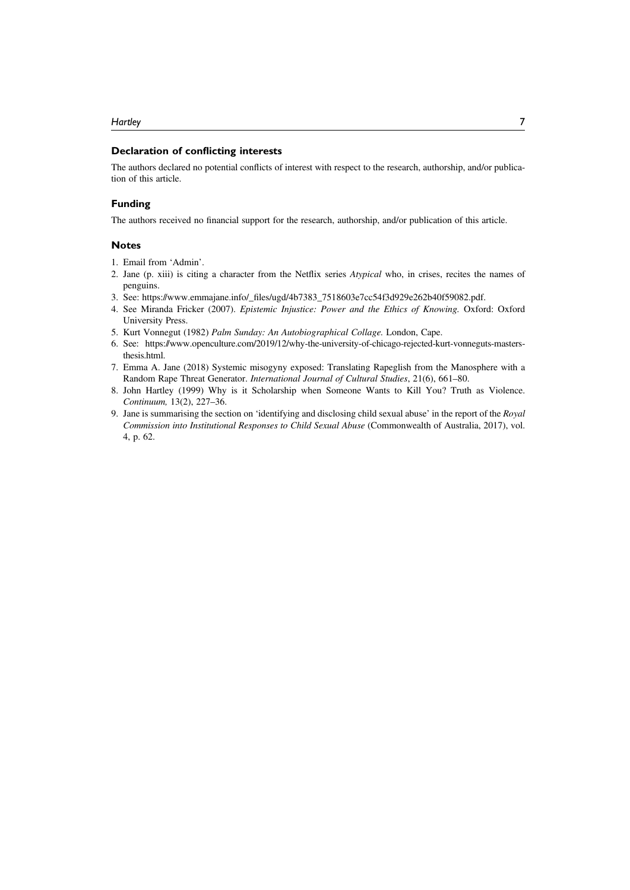## Declaration of conflicting interests

The authors declared no potential conflicts of interest with respect to the research, authorship, and/or publication of this article.

## Funding

The authors received no financial support for the research, authorship, and/or publication of this article.

## Notes

1. Email from 'Admin'.
2. Jane (p. xiii) is citing a character from the Netflix series *Atypical* who, in crises, recites the names of penguins.
3. See: https://www.emmajane.info/_files/ugd/4b7383_7518603e7cc54f3d929e262b40f59082.pdf.
4. See Miranda Fricker (2007). *Epistemic Injustice: Power and the Ethics of Knowing*. Oxford: Oxford University Press.
5. Kurt Vonnegut (1982) *Palm Sunday: An Autobiographical Collage*. London, Cape.
6. See: https://www.openculture.com/2019/12/why-the-university-of-chicago-rejected-kurt-vonneguts-masters-thesis.html.
7. Emma A. Jane (2018) Systemic misogyny exposed: Translating Rapeglish from the Manosphere with a Random Rape Threat Generator. *International Journal of Cultural Studies*, 21(6), 661–80.
8. John Hartley (1999) Why is it Scholarship when Someone Wants to Kill You? Truth as Violence. *Continuum,* 13(2), 227–36.
9. Jane is summarising the section on 'identifying and disclosing child sexual abuse' in the report of the *Royal Commission into Institutional Responses to Child Sexual Abuse* (Commonwealth of Australia, 2017), vol. 4, p. 62.